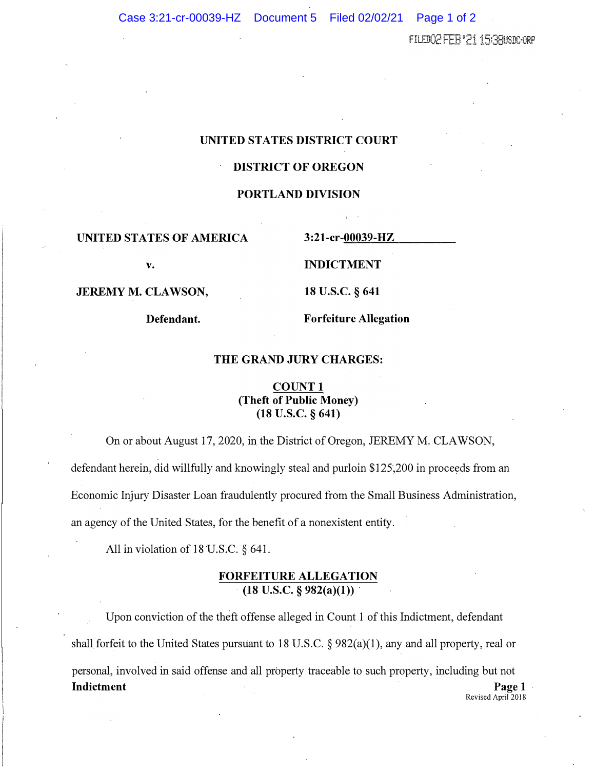UNITED STATES DISTRICT COURT

DISTRICT OF OREGON

PORTLAND DIVISION

| | |
|---|---|
| **UNITED STATES OF AMERICA** | **3:21-cr-00039-HZ** |
| **v.** | **INDICTMENT** |
| **JEREMY M. CLAWSON,** | **18 U.S.C. § 641** |
| **Defendant.** | **Forfeiture Allegation** |

**THE GRAND JURY CHARGES:**

**COUNT 1**
**(Theft of Public Money)**
**(18 U.S.C. § 641)**

On or about August 17, 2020, in the District of Oregon, JEREMY M. CLAWSON, defendant herein, did willfully and knowingly steal and purloin $125,200 in proceeds from an Economic Injury Disaster Loan fraudulently procured from the Small Business Administration, an agency of the United States, for the benefit of a nonexistent entity.

All in violation of 18 U.S.C. § 641.

**FORFEITURE ALLEGATION**
**(18 U.S.C. § 982(a)(1))**

Upon conviction of the theft offense alleged in Count 1 of this Indictment, defendant shall forfeit to the United States pursuant to 18 U.S.C. § 982(a)(1), any and all property, real or personal, involved in said offense and all property traceable to such property, including but not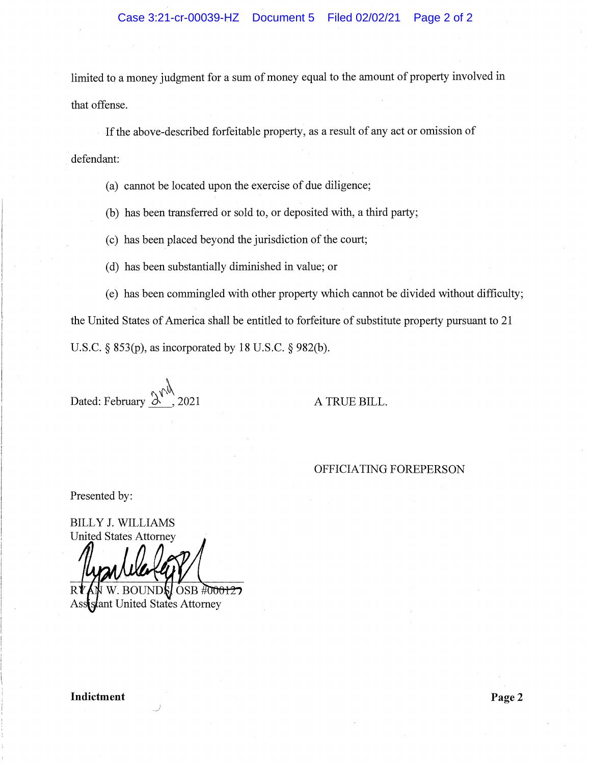limited to a money judgment for a sum of money equal to the amount of property involved in that offense.

If the above-described forfeitable property, as a result of any act or omission of defendant:

(a) cannot be located upon the exercise of due diligence;

(b) has been transferred or sold to, or deposited with, a third party;

(c) has been placed beyond the jurisdiction of the court;

(d) has been substantially diminished in value; or

(e) has been commingled with other property which cannot be divided without difficulty;

the United States of America shall be entitled to forfeiture of substitute property pursuant to 21 U.S.C. § 853(p), as incorporated by 18 U.S.C. § 982(b).

Dated: February 2nd, 2021

A TRUE BILL.

OFFICIATING FOREPERSON

Presented by:

BILLY J. WILLIAMS
United States Attorney

RYAN W. BOUNDS, OSB #000127
Assistant United States Attorney

**Indictment**